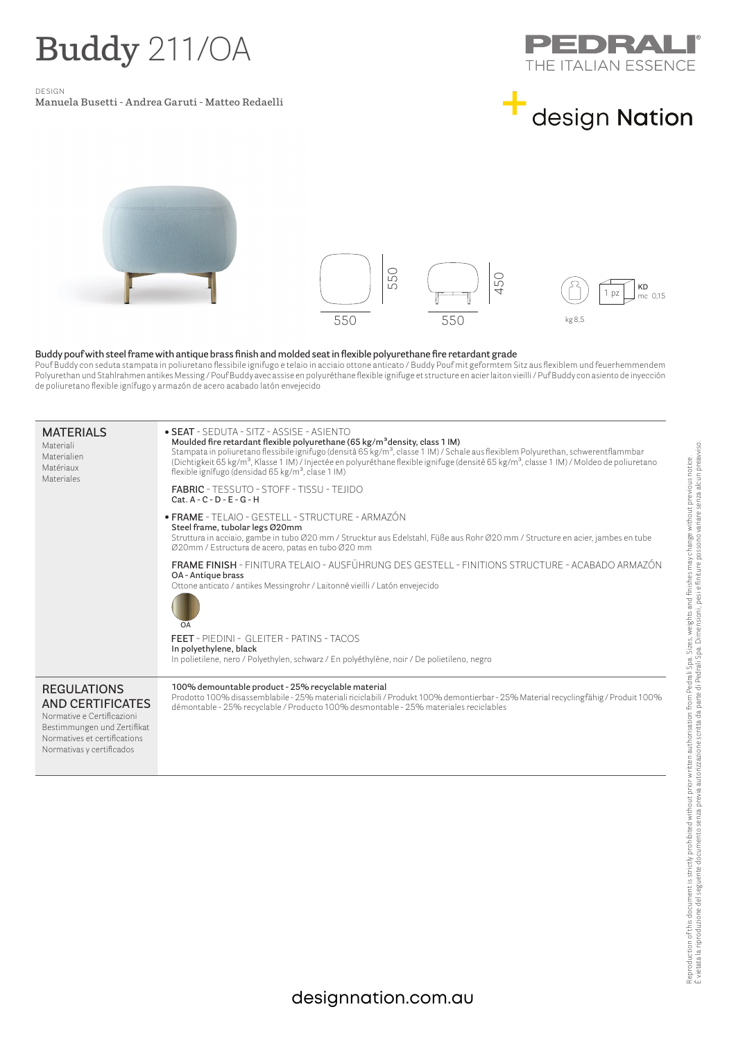# Buddy 211/OA

DESIGN
Manuela Busetti - Andrea Garuti - Matteo Redaelli

PEDRALI
THE ITALIAN ESSENCE

design Nation

550 550 550 450

kg 8,5

1 pz KD mc 0,15

**Buddy pouf with steel frame with antique brass finish and molded seat in flexible polyurethane fire retardant grade**

Pouf Buddy con seduta stampata in poliuretano flessibile ignifugo e telaio in acciaio ottone anticato / Buddy Pouf mit geformtem Sitz aus flexiblem und feuerhemmendem Polyurethan und Stahlrahmen antikes Messing / Pouf Buddy avec assise en polyuréthane flexible ignifuge et structure en acier laiton vieilli / Puf Buddy con asiento de inyección de poliuretano flexible ignífugo y armazón de acero acabado latón envejecido

## MATERIALS
Materiali
Materialien
Matériaux
Materiales

• **SEAT** - SEDUTA - SITZ - ASSISE - ASIENTO
**Moulded fire retardant flexible polyurethane (65 kg/m³density, class 1 IM)**
Stampata in poliuretano flessibile ignifugo (densità 65 kg/m³, classe 1 IM) / Schale aus flexiblem Polyurethan, schwerentflammbar (Dichtigkeit 65 kg/m³, Klasse 1 IM) / Injectée en polyuréthane flexible ignifuge (densité 65 kg/m³, classe 1 IM) / Moldeo de poliuretano flexible ignífugo (densidad 65 kg/m³, clase 1 IM)

**FABRIC** - TESSUTO - STOFF - TISSU - TEJIDO
Cat. A - C - D - E - G - H

• **FRAME** - TELAIO - GESTELL - STRUCTURE - ARMAZÓN
**Steel frame, tubolar legs Ø20mm**
Struttura in acciaio, gambe in tubo Ø20 mm / Strucktur aus Edelstahl, Füße aus Rohr Ø20 mm / Structure en acier, jambes en tube Ø20mm / Estructura de acero, patas en tubo Ø20 mm

**FRAME FINISH** - FINITURA TELAIO - AUSFÜHRUNG DES GESTELL - FINITIONS STRUCTURE - ACABADO ARMAZÓN
**OA - Antique brass**
Ottone anticato / antikes Messingrohr / Laitonné vieilli / Latón envejecido

OA

**FEET** - PIEDINI - GLEITER - PATINS - TACOS
**In polyethylene, black**
In polietilene, nero / Polyethylen, schwarz / En polyéthylène, noir / De polietileno, negro

## REGULATIONS AND CERTIFICATES
Normative e Certificazioni
Bestimmungen und Zertifikat
Normatives et certifications
Normativas y certificados

**100% demountable product - 25% recyclable material**
Prodotto 100% disassemblabile - 25% materiali riciclabili / Produkt 100% demontierbar - 25% Material recyclingfähig / Produit 100% démontable - 25% recyclable / Producto 100% desmontable - 25% materiales reciclables

Reproduction of this document is strictly prohibited without prior written authorisation from Pedrali Spa. Sizes, weights and finishes may change without previous notice.
È vietata la riproduzione del seguente documento senza previa autorizzazione scritta da parte di Pedrali Spa. Dimensioni, pesi e finiture possono variare senza alcun preavviso.

designnation.com.au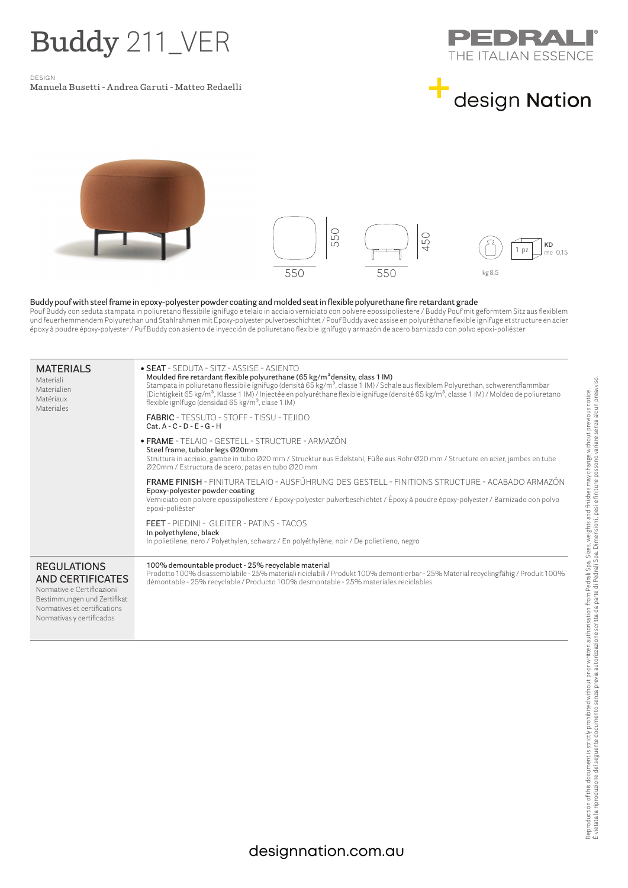# Buddy 211_VER

DESIGN
Manuela Busetti - Andrea Garuti - Matteo Redaelli

PEDRALI
THE ITALIAN ESSENCE

design Nation

550
550
550
450

1 pz
KD
mc 0,15
kg 8,5

**Buddy pouf with steel frame in epoxy-polyester powder coating and molded seat in flexible polyurethane fire retardant grade**
Pouf Buddy con seduta stampata in poliuretano flessibile ignifugo e telaio in acciaio verniciato con polvere epossipoliestere / Buddy Pouf mit geformtem Sitz aus flexiblem und feuerhemmendem Polyurethan und Stahlrahmen mit Epoxy-polyester pulverbeschichtet / Pouf Buddy avec assise en polyuréthane flexible ignifuge et structure en acier époxy à poudre époxy-polyester / Puf Buddy con asiento de inyección de poliuretano flexible ignífugo y armazón de acero barnizado con polvo epoxi-poliéster

| | |
|---|---|
| **MATERIALS**<br>Materiali<br>Materialien<br>Matériaux<br>Materiales | • **SEAT** - SEDUTA - SITZ - ASSISE - ASIENTO<br>**Moulded fire retardant flexible polyurethane (65 kg/m³density, class 1 IM)**<br>Stampata in poliuretano flessibile ignifugo (densità 65 kg/m³, classe 1 IM) / Schale aus flexiblem Polyurethan, schwerentflammbar (Dichtigkeit 65 kg/m³, Klasse 1 IM) / Injectée en polyuréthane flexible ignifuge (densité 65 kg/m³, classe 1 IM) / Moldeo de poliuretano flexible ignífugo (densidad 65 kg/m³, clase 1 IM)<br><br>**FABRIC** - TESSUTO - STOFF - TISSU - TEJIDO<br>Cat. A - C - D - E - G - H<br><br>• **FRAME** - TELAIO - GESTELL - STRUCTURE - ARMAZÓN<br>**Steel frame, tubolar legs Ø20mm**<br>Struttura in acciaio, gambe in tubo Ø20 mm / Strucktur aus Edelstahl, Füße aus Rohr Ø20 mm / Structure en acier, jambes en tube Ø20mm / Estructura de acero, patas en tubo Ø20 mm<br><br>**FRAME FINISH** - FINITURA TELAIO - AUSFÜHRUNG DES GESTELL - FINITIONS STRUCTURE - ACABADO ARMAZÓN<br>**Epoxy-polyester powder coating**<br>Verniciato con polvere epossipoliestere / Epoxy-polyester pulverbeschichtet / Époxy à poudre époxy-polyester / Barnizado con polvo epoxi-poliéster<br><br>**FEET** - PIEDINI - GLEITER - PATINS - TACOS<br>**In polyethylene, black**<br>In polietilene, nero / Polyethylen, schwarz / En polyéthylène, noir / De polietileno, negro |
| **REGULATIONS AND CERTIFICATES**<br>Normative e Certificazioni<br>Bestimmungen und Zertifikat<br>Normatives et certifications<br>Normativas y certificados | **100% demountable product - 25% recyclable material**<br>Prodotto 100% disassemblabile - 25% materiali riciclabili / Produkt 100% demontierbar - 25% Material recyclingfähig / Produit 100% démontable - 25% recyclable / Producto 100% desmontable - 25% materiales reciclables |

Reproduction of this document is strictly prohibited without prior written authorisation from Pedrali Spa. Sizes, weights and finishes may change without previous notice.
È vietata la riproduzione del seguente documento senza previa autorizzazione scritta da parte di Pedrali Spa. Dimensioni, pesi e finiture possono variare senza alcun preavviso.

designnation.com.au